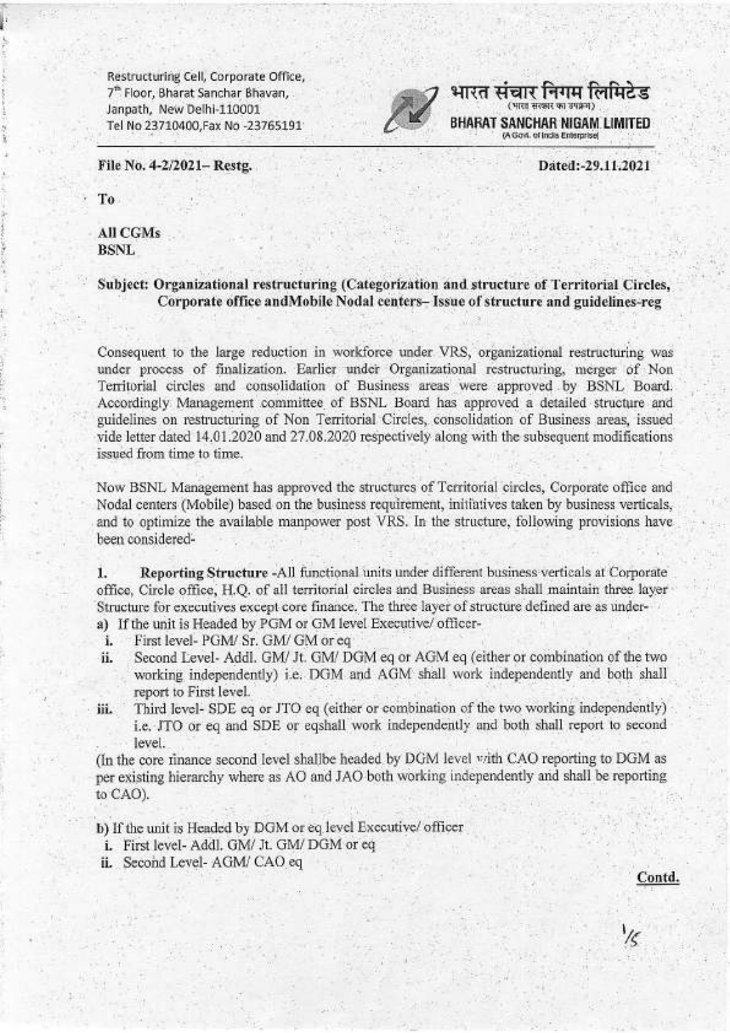Restructuring Cell, Corporate Office,
7th Floor, Bharat Sanchar Bhavan,
Janpath, New Delhi-110001
Tel No 23710400,Fax No -23765191

भारत संचार निगम लिमिटेड
(भारत सरकार का उपक्रम)
BHARAT SANCHAR NIGAM LIMITED
(A Govt. of India Enterprise)

**File No. 4-2/2021– Restg.** **Dated:-29.11.2021**

**To**

**All CGMs**
**BSNL**

**Subject: Organizational restructuring (Categorization and structure of Territorial Circles, Corporate office andMobile Nodal centers– Issue of structure and guidelines-reg**

Consequent to the large reduction in workforce under VRS, organizational restructuring was under process of finalization. Earlier under Organizational restructuring, merger of Non Territorial circles and consolidation of Business areas were approved by BSNL Board. Accordingly Management committee of BSNL Board has approved a detailed structure and guidelines on restructuring of Non Territorial Circles, consolidation of Business areas, issued vide letter dated 14.01.2020 and 27.08.2020 respectively along with the subsequent modifications issued from time to time.

Now BSNL Management has approved the structures of Territorial circles, Corporate office and Nodal centers (Mobile) based on the business requirement, initiatives taken by business verticals, and to optimize the available manpower post VRS. In the structure, following provisions have been considered-

1. **Reporting Structure** -All functional units under different business verticals at Corporate office, Circle office, H.Q. of all territorial circles and Business areas shall maintain three layer Structure for executives except core finance. The three layer of structure defined are as under-

a) If the unit is Headed by PGM or GM level Executive/ officer-

i. First level- PGM/ Sr. GM/ GM or eq
ii. Second Level- Addl. GM/ Jt. GM/ DGM eq or AGM eq (either or combination of the two working independently) i.e. DGM and AGM shall work independently and both shall report to First level.
iii. Third level- SDE eq or JTO eq (either or combination of the two working independently) i.e. JTO or eq and SDE or eqshall work independently and both shall report to second level.

(In the core finance second level shallbe headed by DGM level with CAO reporting to DGM as per existing hierarchy where as AO and JAO both working independently and shall be reporting to CAO).

b) If the unit is Headed by DGM or eq level Executive/ officer

i. First level- Addl. GM/ Jt. GM/ DGM or eq
ii. Second Level- AGM/ CAO eq

Contd.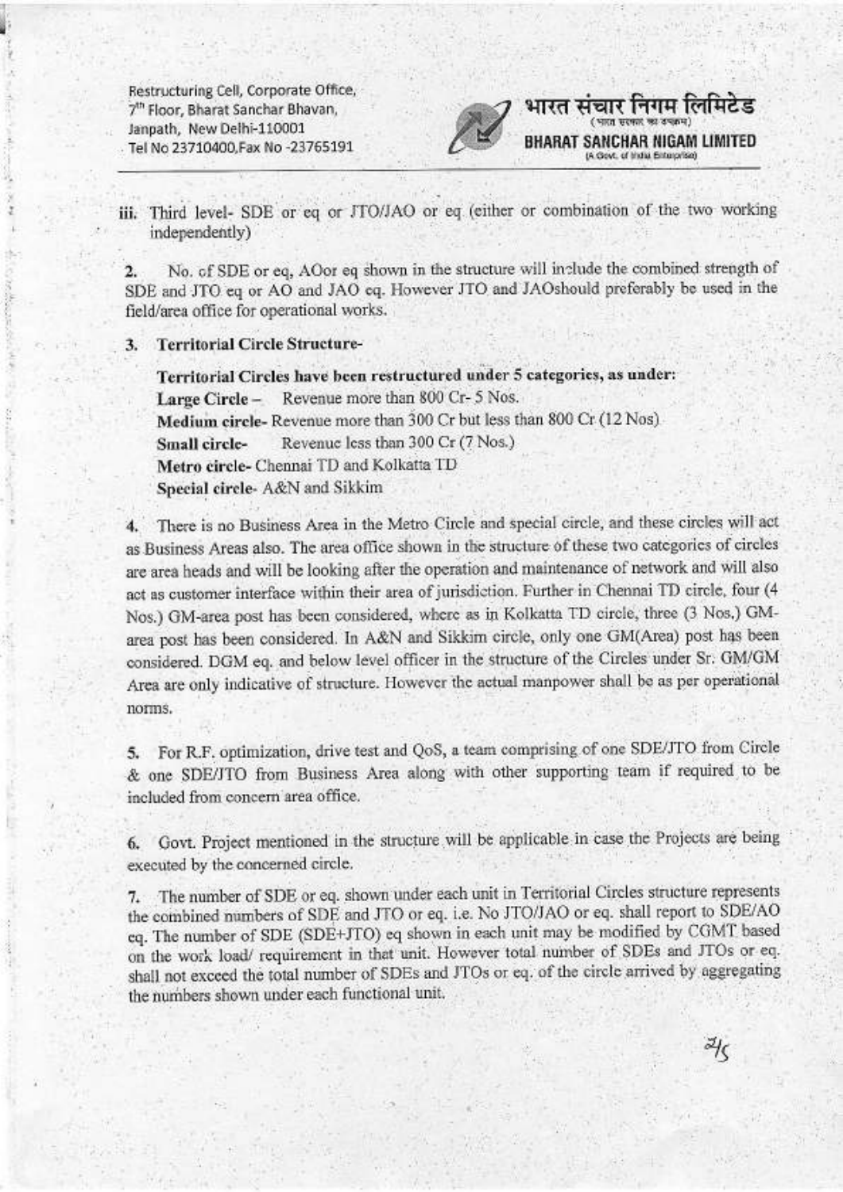iii. Third level- SDE or eq or JTO/JAO or eq (either or combination of the two working independently)

2. No. of SDE or eq, AOor eq shown in the structure will include the combined strength of SDE and JTO eq or AO and JAO eq. However JTO and JAOshould preferably be used in the field/area office for operational works.

3. **Territorial Circle Structure-**

**Territorial Circles have been restructured under 5 categories, as under:**

**Large Circle** – Revenue more than 800 Cr- 5 Nos.

**Medium circle**- Revenue more than 300 Cr but less than 800 Cr (12 Nos)

**Small circle**- Revenue less than 300 Cr (7 Nos.)

**Metro circle**- Chennai TD and Kolkatta TD

**Special circle**- A&N and Sikkim

4. There is no Business Area in the Metro Circle and special circle, and these circles will act as Business Areas also. The area office shown in the structure of these two categories of circles are area heads and will be looking after the operation and maintenance of network and will also act as customer interface within their area of jurisdiction. Further in Chennai TD circle, four (4 Nos.) GM-area post has been considered, where as in Kolkatta TD circle, three (3 Nos.) GM-area post has been considered. In A&N and Sikkim circle, only one GM(Area) post has been considered. DGM eq. and below level officer in the structure of the Circles under Sr. GM/GM Area are only indicative of structure. However the actual manpower shall be as per operational norms.

5. For R.F. optimization, drive test and QoS, a team comprising of one SDE/JTO from Circle & one SDE/JTO from Business Area along with other supporting team if required to be included from concern area office.

6. Govt. Project mentioned in the structure will be applicable in case the Projects are being executed by the concerned circle.

7. The number of SDE or eq. shown under each unit in Territorial Circles structure represents the combined numbers of SDE and JTO or eq. i.e. No JTO/JAO or eq. shall report to SDE/AO eq. The number of SDE (SDE+JTO) eq shown in each unit may be modified by CGMT based on the work load/ requirement in that unit. However total number of SDEs and JTOs or eq. shall not exceed the total number of SDEs and JTOs or eq. of the circle arrived by aggregating the numbers shown under each functional unit.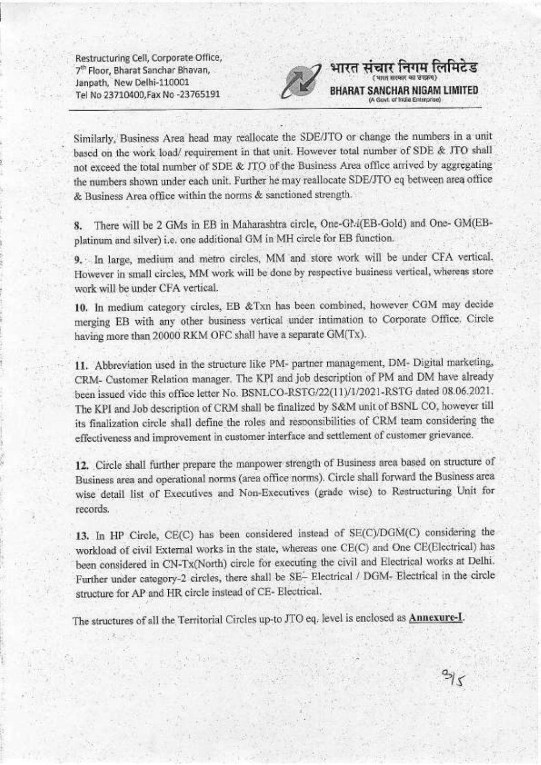Similarly, Business Area head may reallocate the SDE/JTO or change the numbers in a unit based on the work load/ requirement in that unit. However total number of SDE & JTO shall not exceed the total number of SDE & JTO of the Business Area office arrived by aggregating the numbers shown under each unit. Further he may reallocate SDE/JTO eq between area office & Business Area office within the norms & sanctioned strength.

8. There will be 2 GMs in EB in Maharashtra circle, One-GM(EB-Gold) and One- GM(EB-platinum and silver) i.e. one additional GM in MH circle for EB function.

9. In large, medium and metro circles, MM and store work will be under CFA vertical. However in small circles, MM work will be done by respective business vertical, whereas store work will be under CFA vertical.

10. In medium category circles, EB &Txn has been combined, however CGM may decide merging EB with any other business vertical under intimation to Corporate Office. Circle having more than 20000 RKM OFC shall have a separate GM(Tx).

11. Abbreviation used in the structure like PM- partner management, DM- Digital marketing, CRM- Customer Relation manager. The KPI and job description of PM and DM have already been issued vide this office letter No. BSNLCO-RSTG/22(11)/1/2021-RSTG dated 08.06.2021. The KPI and Job description of CRM shall be finalized by S&M unit of BSNL CO, however till its finalization circle shall define the roles and responsibilities of CRM team considering the effectiveness and improvement in customer interface and settlement of customer grievance.

12. Circle shall further prepare the manpower strength of Business area based on structure of Business area and operational norms (area office norms). Circle shall forward the Business area wise detail list of Executives and Non-Executives (grade wise) to Restructuring Unit for records.

13. In HP Circle, CE(C) has been considered instead of SE(C)/DGM(C) considering the workload of civil External works in the state, whereas one CE(C) and One CE(Electrical) has been considered in CN-Tx(North) circle for executing the civil and Electrical works at Delhi. Further under category-2 circles, there shall be SE- Electrical / DGM- Electrical in the circle structure for AP and HR circle instead of CE- Electrical.

The structures of all the Territorial Circles up-to JTO eq. level is enclosed as **Annexure-I**.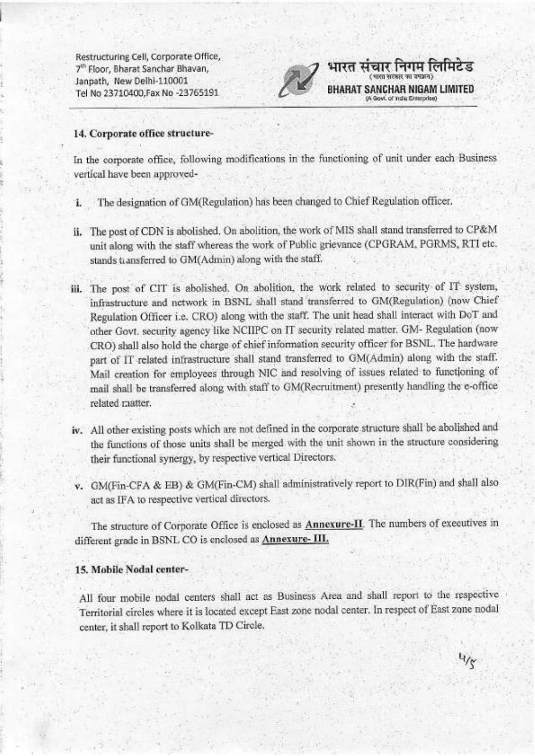Restructuring Cell, Corporate Office,
7th Floor, Bharat Sanchar Bhavan,
Janpath, New Delhi-110001
Tel No 23710400,Fax No -23765191

भारत संचार निगम लिमिटेड
(भारत सरकार का उपक्रम)
BHARAT SANCHAR NIGAM LIMITED
(A Govt. of India Enterprise)

**14. Corporate office structure-**

In the corporate office, following modifications in the functioning of unit under each Business vertical have been approved-

i. The designation of GM(Regulation) has been changed to Chief Regulation officer.

ii. The post of CDN is abolished. On abolition, the work of MIS shall stand transferred to CP&M unit along with the staff whereas the work of Public grievance (CPGRAM, PGRMS, RTI etc. stands transferred to GM(Admin) along with the staff.

iii. The post of CIT is abolished. On abolition, the work related to security of IT system, infrastructure and network in BSNL shall stand transferred to GM(Regulation) (now Chief Regulation Officer i.e. CRO) along with the staff. The unit head shall interact with DoT and other Govt. security agency like NCIIPC on IT security related matter. GM- Regulation (now CRO) shall also hold the charge of chief information security officer for BSNL. The hardware part of IT related infrastructure shall stand transferred to GM(Admin) along with the staff. Mail creation for employees through NIC and resolving of issues related to functioning of mail shall be transferred along with staff to GM(Recruitment) presently handling the e-office related matter.

iv. All other existing posts which are not defined in the corporate structure shall be abolished and the functions of those units shall be merged with the unit shown in the structure considering their functional synergy, by respective vertical Directors.

v. GM(Fin-CFA & EB) & GM(Fin-CM) shall administratively report to DIR(Fin) and shall also act as IFA to respective vertical directors.

The structure of Corporate Office is enclosed as **Annexure-II**. The numbers of executives in different grade in BSNL CO is enclosed as **Annexure- III.**

**15. Mobile Nodal center-**

All four mobile nodal centers shall act as Business Area and shall report to the respective Territorial circles where it is located except East zone nodal center. In respect of East zone nodal center, it shall report to Kolkata TD Circle.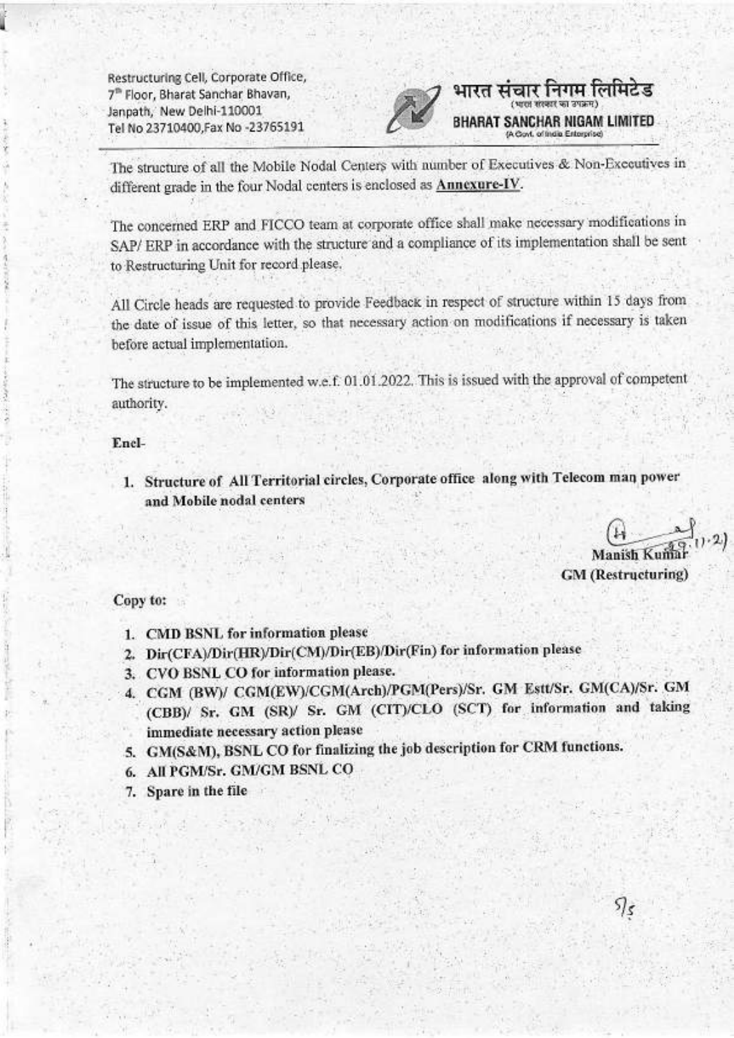Restructuring Cell, Corporate Office,
7th Floor, Bharat Sanchar Bhavan,
Janpath, New Delhi-110001
Tel No 23710400,Fax No -23765191

भारत संचार निगम लिमिटेड
(भारत सरकार का उपक्रम)
**BHARAT SANCHAR NIGAM LIMITED**
(A Govt. of India Enterprise)

The structure of all the Mobile Nodal Centers with number of Executives & Non-Executives in different grade in the four Nodal centers is enclosed as **Annexure-IV**.

The concerned ERP and FICCO team at corporate office shall make necessary modifications in SAP/ ERP in accordance with the structure and a compliance of its implementation shall be sent to Restructuring Unit for record please.

All Circle heads are requested to provide Feedback in respect of structure within 15 days from the date of issue of this letter, so that necessary action on modifications if necessary is taken before actual implementation.

The structure to be implemented w.e.f. 01.01.2022. This is issued with the approval of competent authority.

**Encl-**

1. **Structure of All Territorial circles, Corporate office along with Telecom man power and Mobile nodal centers**

**Manish Kumar**
**GM (Restructuring)**

**Copy to:**

1. **CMD BSNL for information please**
2. **Dir(CFA)/Dir(HR)/Dir(CM)/Dir(EB)/Dir(Fin) for information please**
3. **CVO BSNL CO for information please.**
4. **CGM (BW)/ CGM(EW)/CGM(Arch)/PGM(Pers)/Sr. GM Estt/Sr. GM(CA)/Sr. GM (CBB)/ Sr. GM (SR)/ Sr. GM (CIT)/CLO (SCT) for information and taking immediate necessary action please**
5. **GM(S&M), BSNL CO for finalizing the job description for CRM functions.**
6. **All PGM/Sr. GM/GM BSNL CO**
7. **Spare in the file**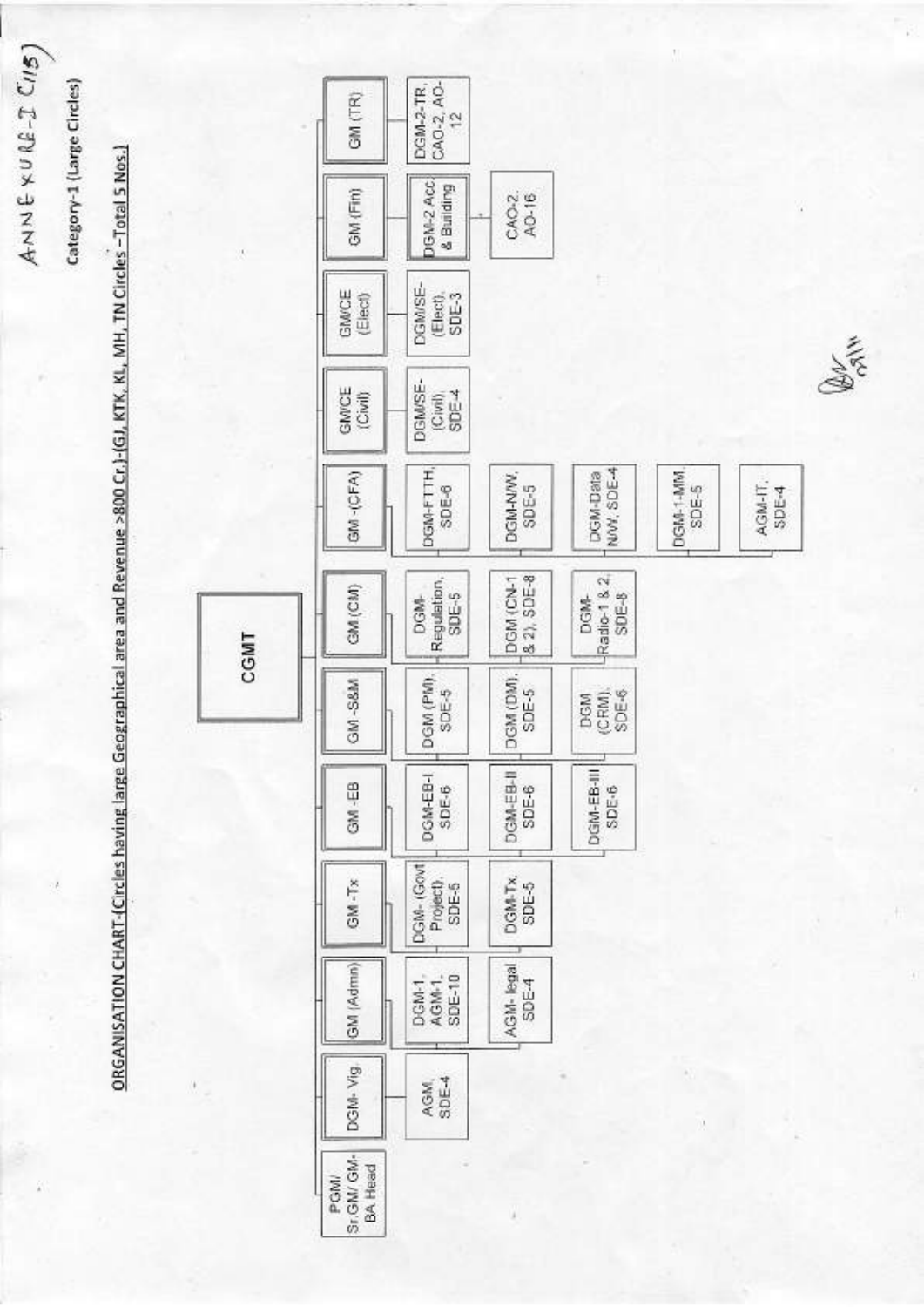ANNEXURE-I (C/15)

Category-1 (Large Circles)

**ORGANISATION CHART-(Circles having large Geographical area and Revenue >800 Cr.)-(GJ, KTK, KL, MH, TN Circles –Total 5 Nos.)**

**CGMT**

| PGM/ Sr.GM/ GM-BA Head | DGM- Vig. | GM (Admn) | GM -Tx | GM -EB | GM -S&M | GM (CM) | GM -(CFA) | GM/CE (Civil) | GM/CE (Elect) | GM (Fin) | GM (TR) |
|---|---|---|---|---|---|---|---|---|---|---|---|
| | AGM, SDE-4 | DGM-1, AGM-1, SDE-10 | DGM- (Govt Project), SDE-5 | DGM-EB-I SDE-6 | DGM (PM), SDE-5 | DGM-Regulation, SDE-5 | DGM-FTTH, SDE-6 | DGM/SE-(Civil), SDE-4 | DGM/SE-(Elect), SDE-3 | DGM-2 Acc. & Building | DGM-2-TR, CAO-2, AO-12 |
| | | AGM- legal SDE-4 | DGM-Tx, SDE-5 | DGM-EB-II SDE-6 | DGM (DM), SDE-5 | DGM (CN-1 & 2), SDE-8 | DGM-N/W, SDE-5 | | | CAO-2, AO-16 | |
| | | | | DGM-EB-III SDE-6 | DGM (CRM), SDE-6 | DGM-Radio-1 & 2, SDE-8 | DGM-Data N/W, SDE-4 | | | | |
| | | | | | | | DGM-1-MM, SDE-5 | | | | |
| | | | | | | | AGM-IT, SDE-4 | | | | |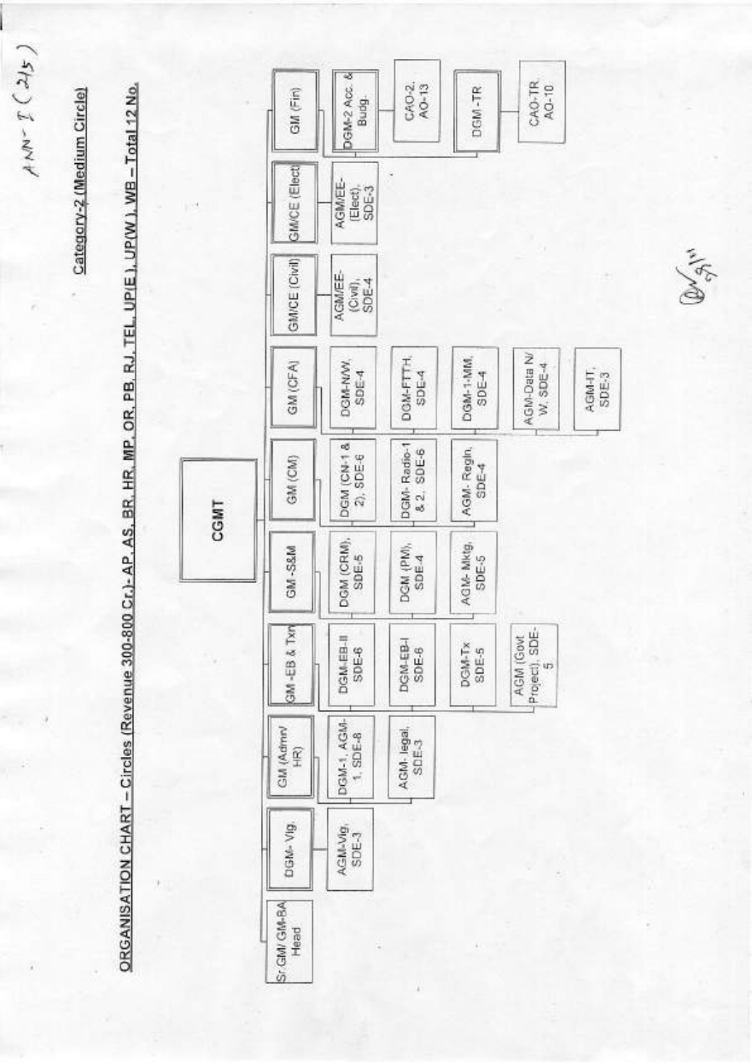ANN- I (2/5)

## Category-2 (Medium Circle)

### ORGANISATION CHART – Circles (Revenue 300-800 Cr.)- AP, AS, BR, HR, MP, OR, PB, RJ, TEL, UP(E), UP(W), WB – Total 12 No.

**CGMT**

- **Sr.GM/ GM-BA Head**
- **DGM- Vig.**
  - AGM-Vig, SDE-3
- **GM (Admn/ HR)**
  - DGM-1, AGM-1, SDE-8
  - AGM- legal, SDE-3
- **GM-EB & Txn**
  - DGM-EB-II SDE-6
  - DGM-EB-I SDE-6
  - DGM-Tx SDE-5
  - AGM (Govt Project), SDE-5
- **GM -S&M**
  - DGM (CRM), SDE-5
  - DGM (PM), SDE-4
  - AGM- Mktg, SDE-5
- **GM (CM)**
  - DGM (CN-1 & 2), SDE-6
  - DGM- Radio-1 & 2, SDE-6
  - AGM- Regln, SDE-4
- **GM (CFA)**
  - DGM-N/W, SDE-4
  - DGM-FTTH, SDE-4
  - DGM-1-MM, SDE-4
  - AGM-Data N/ W, SDE-4
  - AGM-IT, SDE-3
- **GM/CE (Civil)**
  - AGM/EE- (Civil), SDE-4
- **GM/CE (Elect)**
  - AGM/EE- (Elect), SDE-3
- **GM (Fin)**
  - DGM-2 Acc. & Budg.
    - CAO-2, AO-13
  - DGM -TR
    - CAO-TR AO-10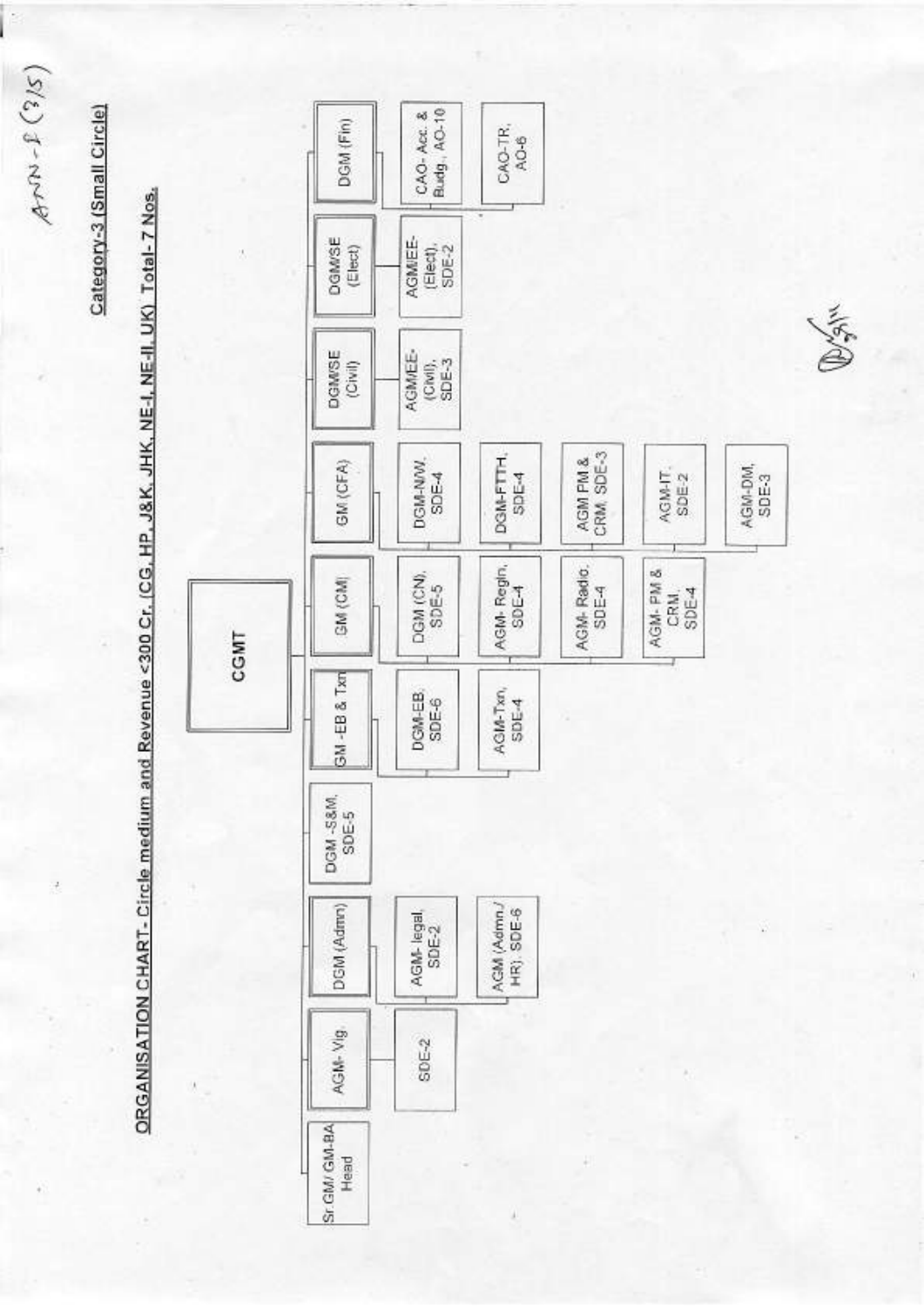ANN-I (7/5)

Category-3 (Small Circle)

## ORGANISATION CHART- Circle medium and Revenue <300 Cr. (CG, HP, J&K, JHK, NE-I, NE-II, UK) Total-7 Nos.

**CGMT**

- Sr.GM/ GM-BA Head
- AGM- Vig.
  - SDE-2
- DGM (Admn)
  - AGM- legal, SDE-2
  - AGM (Admn./ HR), SDE-6
- DGM -S&M, SDE-5
- GM -EB & Txn
  - DGM-EB, SDE-6
  - AGM-Txn, SDE-4
- GM (CM)
  - DGM (CN), SDE-5
  - AGM- Regln, SDE-4
  - AGM- Radio, SDE-4
  - AGM- PM & CRM, SDE-4
- GM (CFA)
  - DGM-N/W, SDE-4
  - DGM-FTTH, SDE-4
  - AGM PM & CRM, SDE-3
  - AGM-IT, SDE-2
  - AGM-DM, SDE-3
- DGM/SE (Civil)
  - AGM/EE- (Civil), SDE-3
- DGM/SE (Elect)
  - AGM/EE- (Elect), SDE-2
- DGM (Fin)
  - CAO- Acc. & Budg., AO-10
  - CAO-TR, AO-6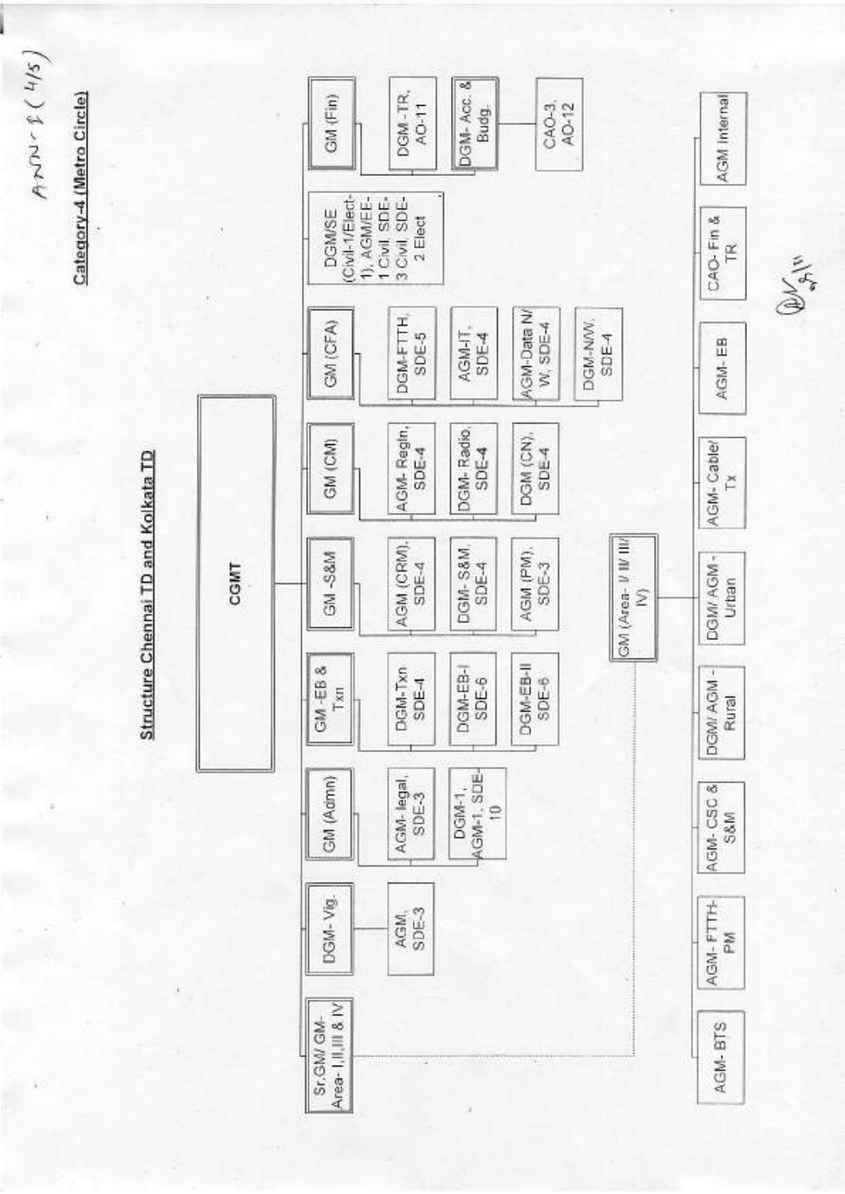ANN-I (4/5)

**Category-4 (Metro Circle)**

## Structure Chennai TD and Kolkata TD

**CGMT**

- **Sr.GM/ GM-Area- I,II,III & IV**
- **DGM- Vig.**
  - AGM, SDE-3
- **GM (Admn)**
  - AGM- legal, SDE-3
  - DGM-1, AGM-1, SDE-10
- **GM -EB & Txn**
  - DGM-Txn SDE-4
  - DGM-EB-I SDE-6
  - DGM-EB-II SDE-6
- **GM -S&M**
  - AGM (CRM), SDE-4
  - DGM- S&M, SDE-4
  - AGM (PM), SDE-3
- **GM (CM)**
  - AGM- Regln, SDE-4
  - DGM- Radio, SDE-4
  - DGM (CN), SDE-4
- **GM (CFA)**
  - DGM-FTTH, SDE-5
  - AGM-IT, SDE-4
  - AGM-Data N/W, SDE-4
  - DGM-N/W, SDE-4
- **DGM/SE (Civil-1/Elect-1), AGM/EE-1 Civil, SDE-3 Civil, SDE-2 Elect**
- **GM (Fin)**
  - DGM -TR, AO-11
  - DGM- Acc. & Budg.
    - CAO-3, AO-12

**GM (Area- I/ II/ III/ IV)**

- AGM- BTS
- AGM- FTTH-PM
- AGM- CSC & S&M
- DGM/ AGM - Rural
- DGM/ AGM - Urban
- AGM- Cable/ Tx
- AGM- EB
- CAO- Fin & TR
- AGM Internal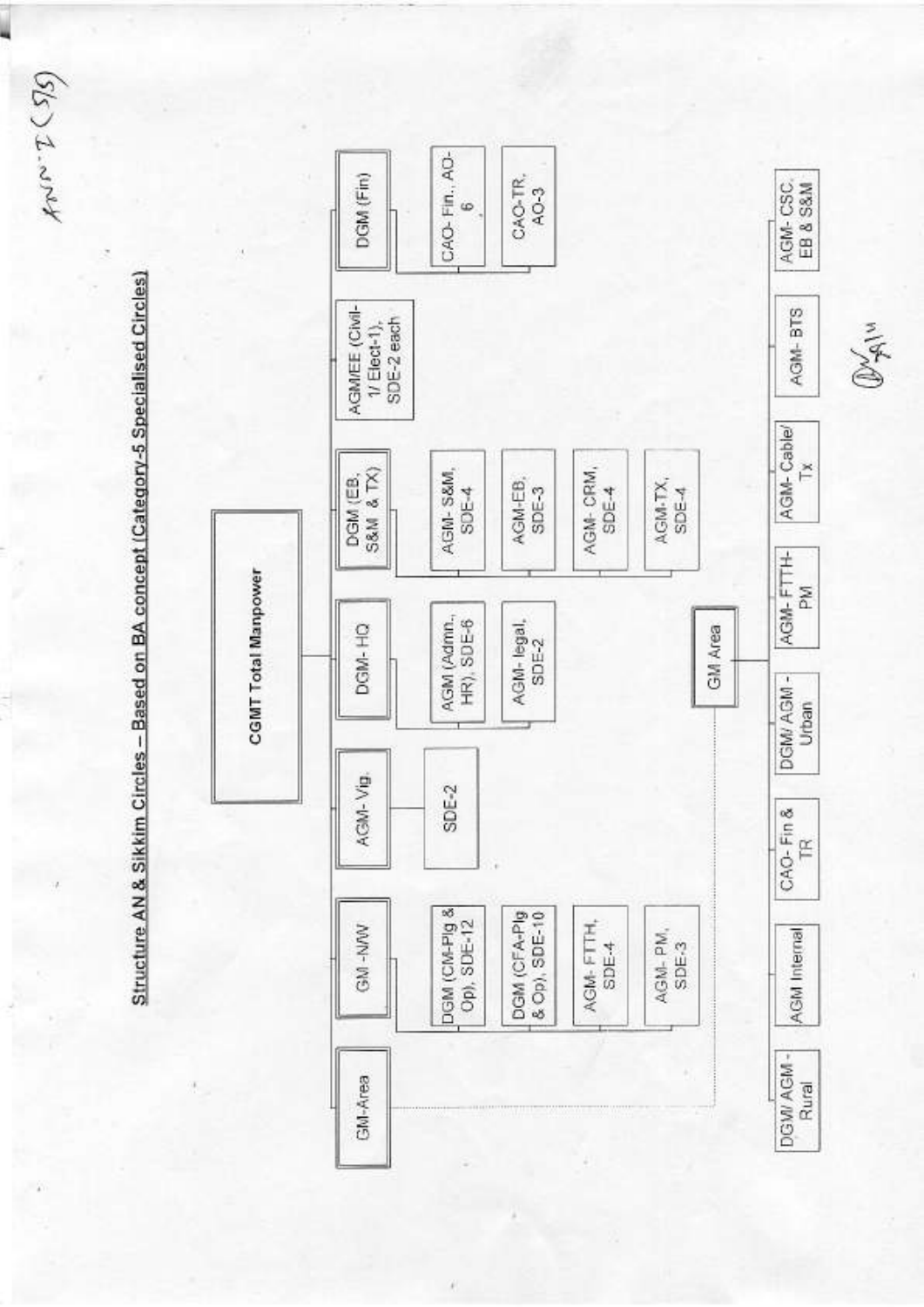Annx-I (5/5)

## Structure AN & Sikkim Circles – Based on BA concept (Category-5 Specialised Circles)

**CGMT Total Manpower**

- GM-Area
- GM -N/W
  - DGM (CM-Plg & Op), SDE-12
  - DGM (CFA-Plg & Op), SDE-10
  - AGM- FTTH, SDE-4
  - AGM- PM, SDE-3
- AGM- Vig.
  - SDE-2
- DGM- HQ
  - AGM (Admn., HR), SDE-6
  - AGM- legal, SDE-2
- DGM (EB, S&M & TX)
  - AGM- S&M, SDE-4
  - AGM-EB, SDE-3
  - AGM- CRM, SDE-4
  - AGM-TX, SDE-4
- AGM/EE (Civil-1/ Elect-1), SDE-2 each
- DGM (Fin)
  - CAO- Fin., AO-6
  - CAO-TR, AO-3

**GM Area**

- DGM/ AGM - Rural
- AGM Internal
- CAO- Fin & TR
- DGM/ AGM - Urban
- AGM- FTTH-PM
- AGM- Cable/ Tx
- AGM- BTS
- AGM- CSC, EB & S&M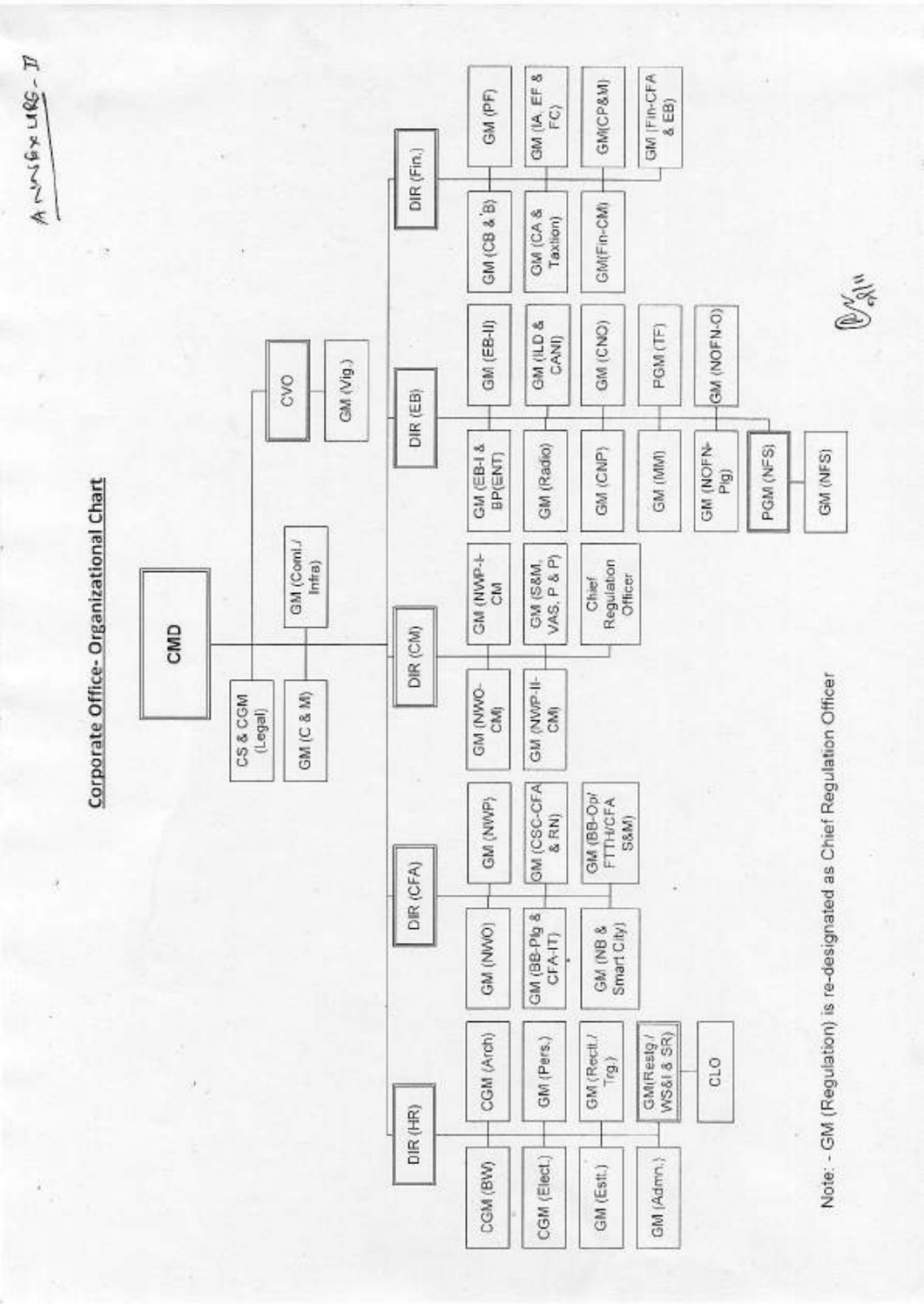Annexure - II

# Corporate Office- Organizational Chart

**CMD**

- CS & CGM (Legal)
- GM (C & M)
- GM (Coml./ Infra)
- **CVO**
  - GM (Vig.)
- **DIR (HR)**
  - CGM (BW)
  - CGM (Elect.)
  - GM (Estt.)
  - GM (Admn.)
  - CGM (Arch)
  - GM (Pers.)
  - GM (Rectt./ Trg.)
  - GM(Restg./ WS&I & SR)
  - CLO
- **DIR (CFA)**
  - GM (NWO)
  - GM (BB-Plg & CFA-IT)
  - GM (NB & Smart City)
  - GM (NWP)
  - GM (CSC-CFA & RN)
  - GM (BB-Op/ FTTH/CFA S&M)
- **DIR (CM)**
  - GM (NWO-CM)
  - GM (NWP-II-CM)
  - GM (NWP-I-CM)
  - GM (S&M, VAS, P & P)
  - Chief Regulation Officer
- **DIR (EB)**
  - GM (EB-I & BP(ENT)
  - GM (Radio)
  - GM (CNP)
  - GM (MM)
  - GM (NOFN-Plg)
  - **PGM (NFS)**
    - GM (NFS)
  - GM (EB-II)
  - GM (ILD & CANI)
  - GM (CNO)
  - PGM (TF)
  - GM (NOFN-O)
- **DIR (Fin.)**
  - GM (CB & B)
  - GM (CA & Taxtion)
  - GM(Fin-CM)
  - GM (PF)
  - GM (IA, EF & FC)
  - GM(CP&M)
  - GM (Fin-CFA & EB)

Note: - GM (Regulation) is re-designated as Chief Regulation Officer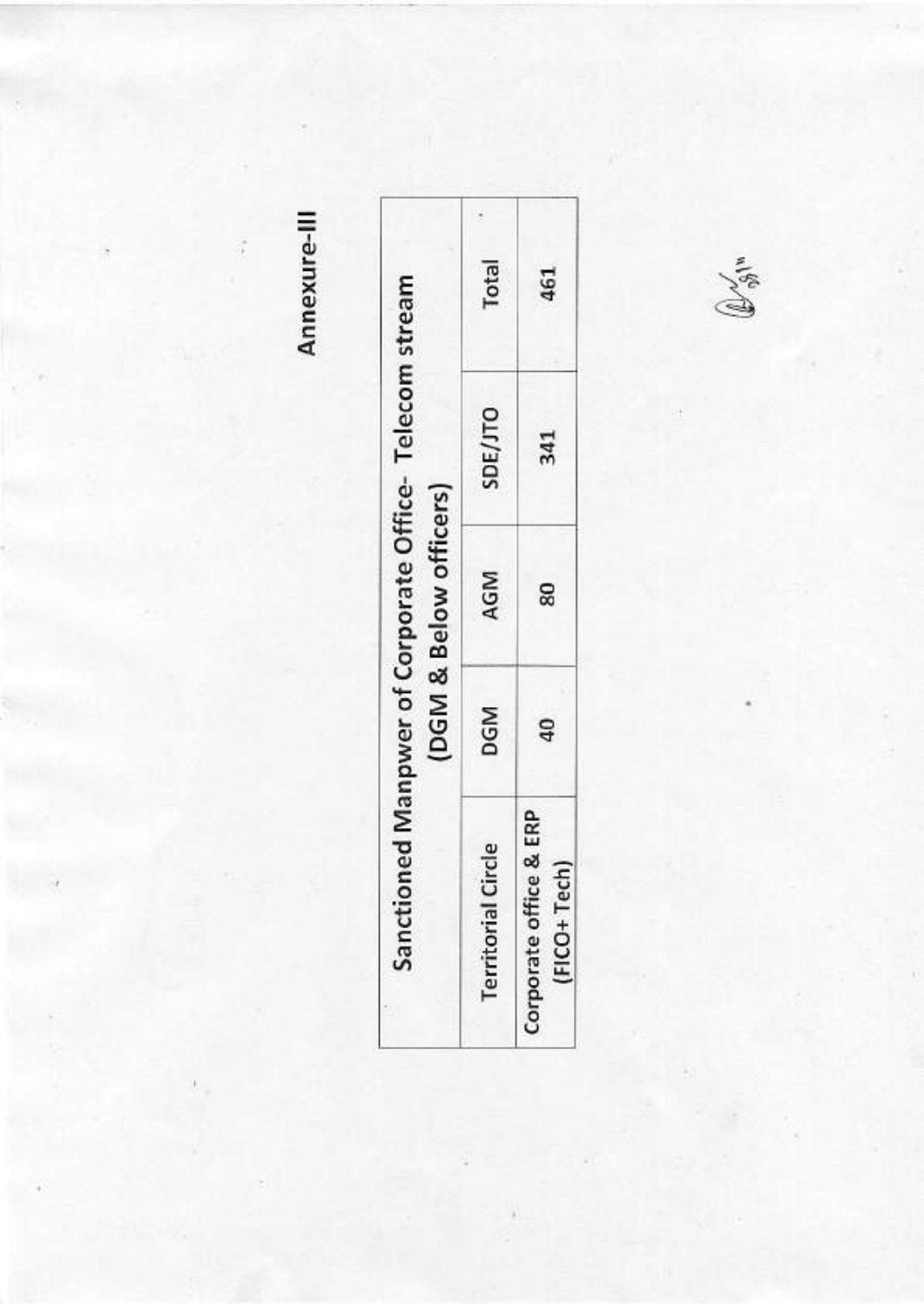**Annexure-III**

| Sanctioned Manpwer of Corporate Office- Telecom stream (DGM & Below officers) | | | | |
|---|---|---|---|---|
| Territorial Circle | DGM | AGM | SDE/JTO | Total |
| Corporate office & ERP (FICO+ Tech) | 40 | 80 | 341 | 461 |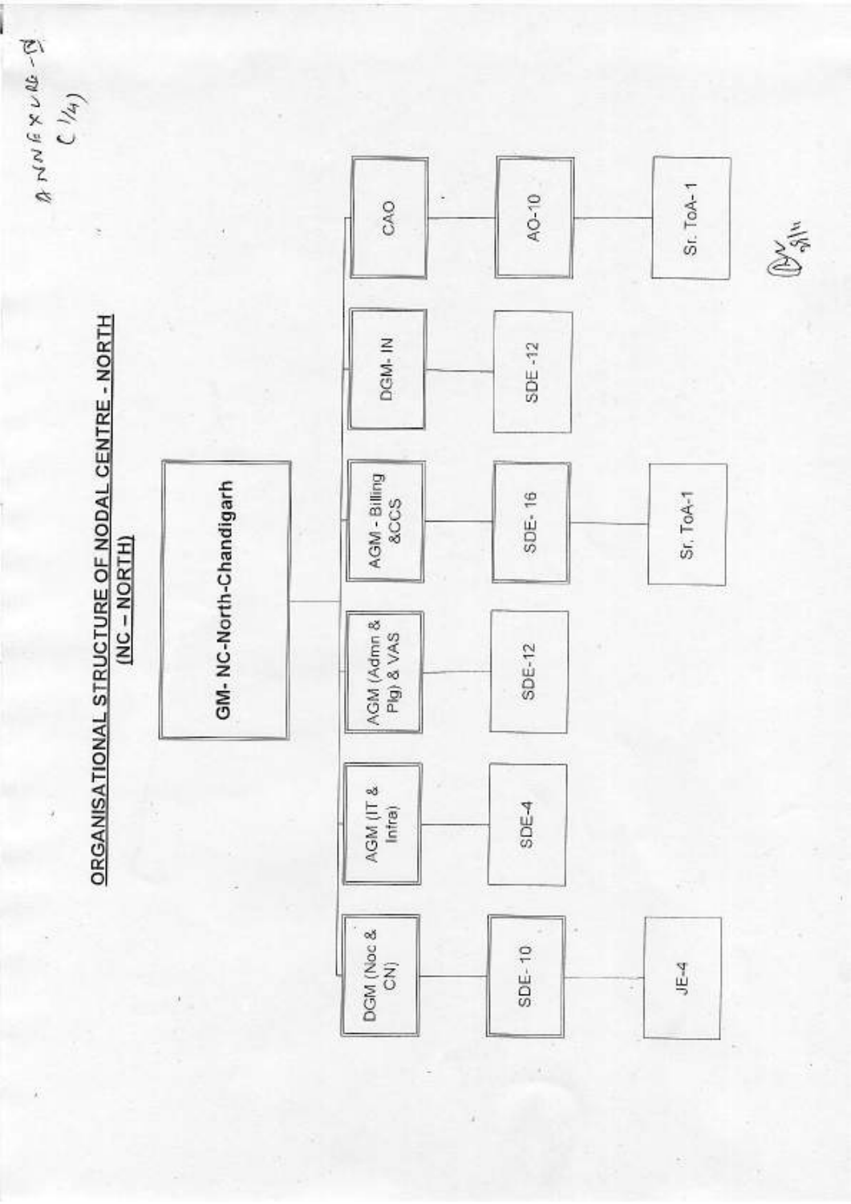ANNEXURE-IV (1/4)

## ORGANISATIONAL STRUCTURE OF NODAL CENTRE - NORTH (NC – NORTH)

- **GM- NC-North-Chandigarh**
  - DGM (Noc & CN)
    - SDE-10
      - JE-4
  - AGM (IT & Infra)
    - SDE-4
  - AGM (Admn & Plg) & VAS
    - SDE-12
  - AGM - Billing &CCS
    - SDE- 16
      - Sr. ToA-1
  - DGM- IN
    - SDE -12
  - CAO
    - AO-10
      - Sr. ToA- 1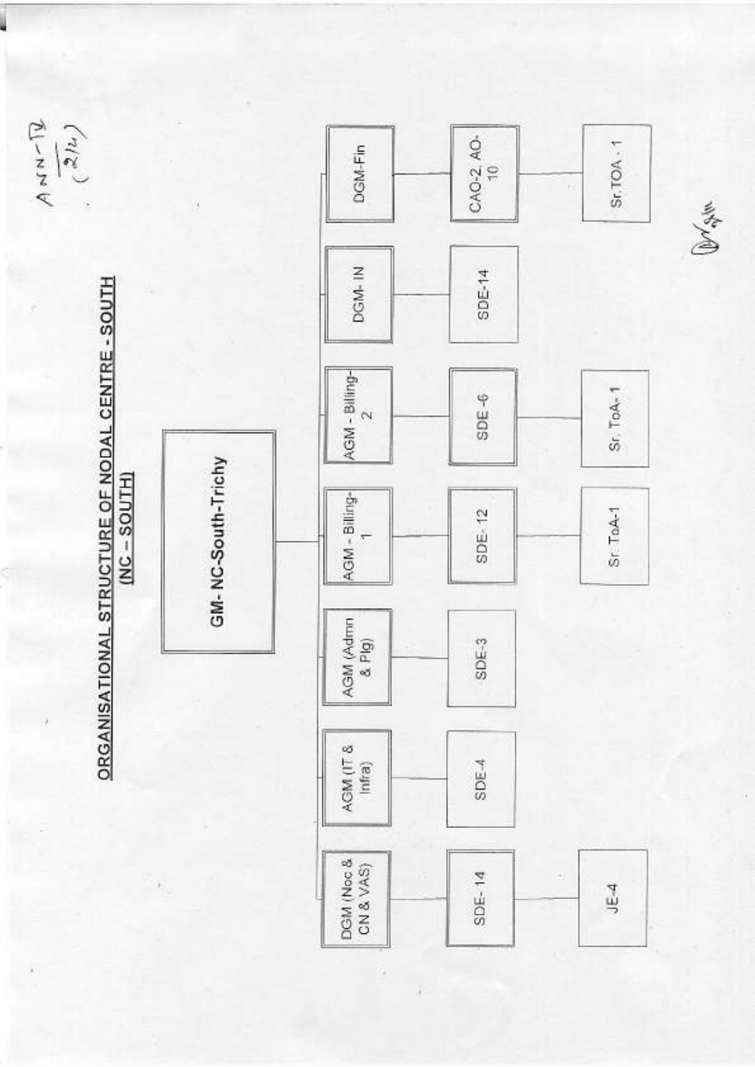ANN-IV (2/2)

## ORGANISATIONAL STRUCTURE OF NODAL CENTRE - SOUTH (NC – SOUTH)

**GM- NC-South-Trichy**

- DGM (Noc & CN & VAS)
  - SDE- 14
    - JE-4
- AGM (IT & Infra)
  - SDE-4
- AGM (Admn & Plg)
  - SDE-3
- AGM - Billing-1
  - SDE- 12
    - Sr. ToA-1
- AGM - Billing-2
  - SDE -6
    - Sr. ToA-1
- DGM- IN
  - SDE-14
- DGM-Fin
  - CAO-2, AO-10
    - Sr.TOA - 1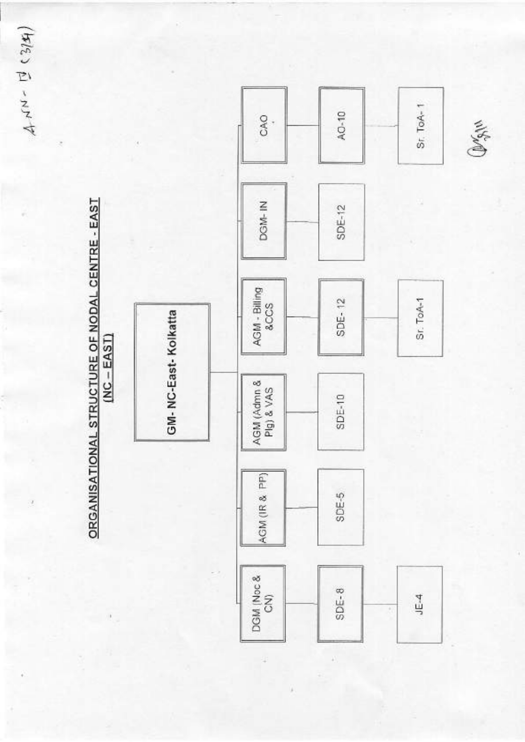ANN- D (3/3)

## ORGANISATIONAL STRUCTURE OF NODAL CENTRE - EAST (NC – EAST)

- **GM- NC-East- Kolkatta**
  - DGM (Noc & CN)
    - SDE-8
      - JE-4
  - AGM (IR & PP)
    - SDE-5
  - AGM (Admn & Plg) & VAS
    - SDE-10
  - AGM - Billing &CCS
    - SDE- 12
      - Sr. ToA-1
  - DGM- IN
    - SDE-12
  - CAO
    - AO-10
      - Sr. ToA- 1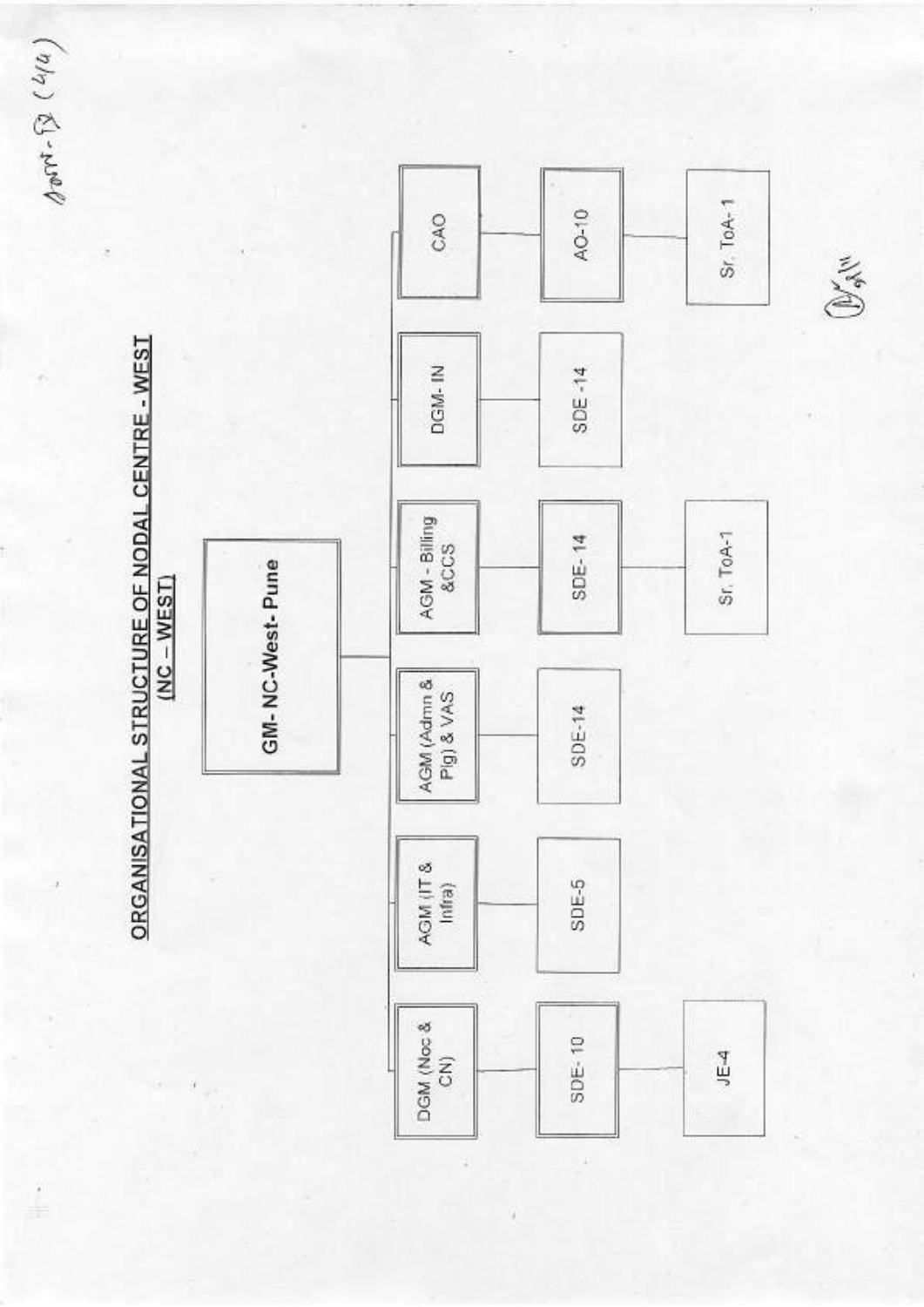## ORGANISATIONAL STRUCTURE OF NODAL CENTRE - WEST (NC – WEST)

GM- NC-West- Pune

DGM (Noc & CN)
SDE- 10
JE-4

AGM (IT & Infra)
SDE-5

AGM (Admn & Plg) & VAS
SDE-14

AGM - Billing &CCS
SDE- 14
Sr. ToA-1

DGM- IN
SDE -14

CAO
AO-10
Sr. ToA-1